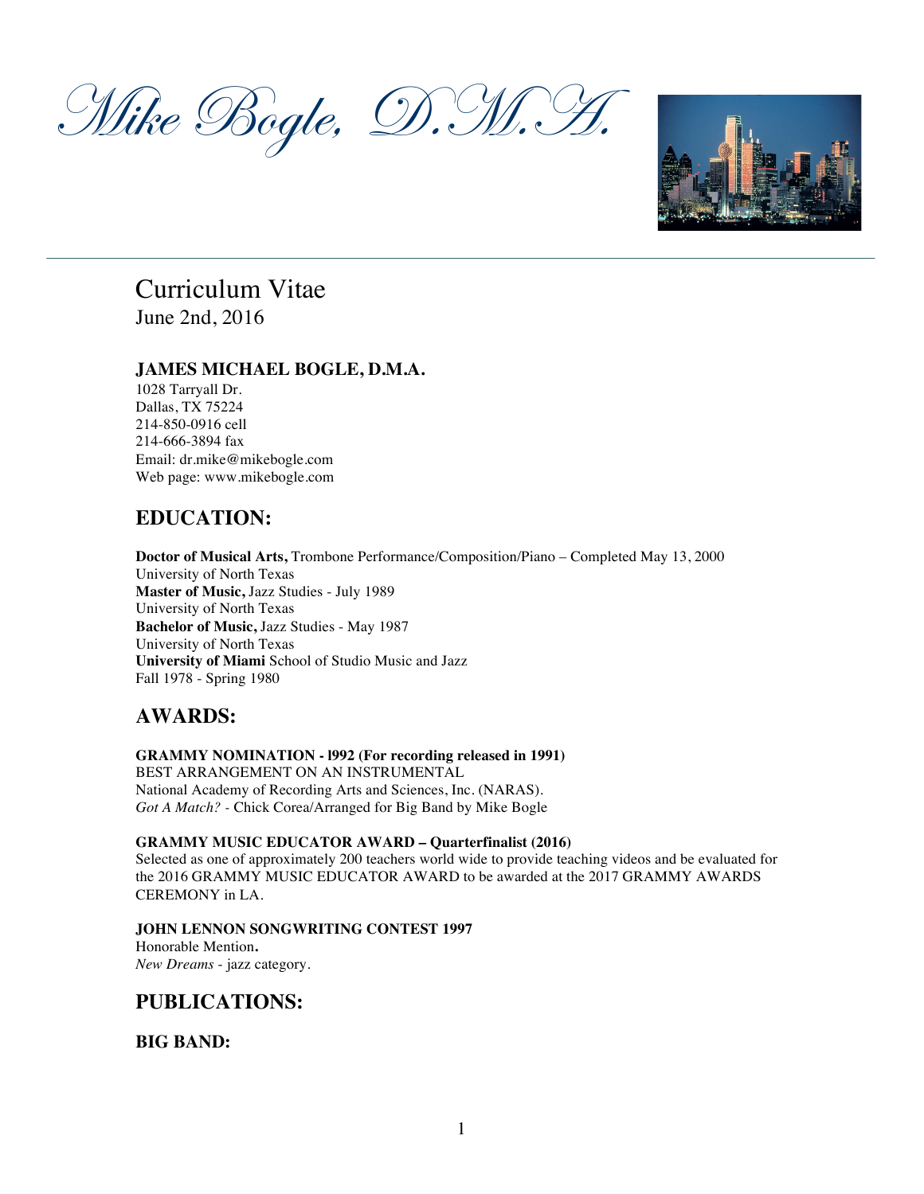# Mike Bogle, D.M.A.

## Curriculum Vitae

June 2nd, 2016

**JAMES MICHAEL BOGLE, D.M.A.**
1028 Tarryall Dr.
Dallas, TX 75224
214-850-0916 cell
214-666-3894 fax
Email: dr.mike@mikebogle.com
Web page: www.mikebogle.com

## EDUCATION:

**Doctor of Musical Arts,** Trombone Performance/Composition/Piano – Completed May 13, 2000
University of North Texas
**Master of Music,** Jazz Studies - July 1989
University of North Texas
**Bachelor of Music,** Jazz Studies - May 1987
University of North Texas
**University of Miami** School of Studio Music and Jazz
Fall 1978 - Spring 1980

## AWARDS:

**GRAMMY NOMINATION - l992 (For recording released in 1991)**
BEST ARRANGEMENT ON AN INSTRUMENTAL
National Academy of Recording Arts and Sciences, Inc. (NARAS).
*Got A Match?* - Chick Corea/Arranged for Big Band by Mike Bogle

**GRAMMY MUSIC EDUCATOR AWARD – Quarterfinalist (2016)**
Selected as one of approximately 200 teachers world wide to provide teaching videos and be evaluated for the 2016 GRAMMY MUSIC EDUCATOR AWARD to be awarded at the 2017 GRAMMY AWARDS CEREMONY in LA.

**JOHN LENNON SONGWRITING CONTEST 1997**
Honorable Mention**.**
*New Dreams* - jazz category.

## PUBLICATIONS:

### BIG BAND: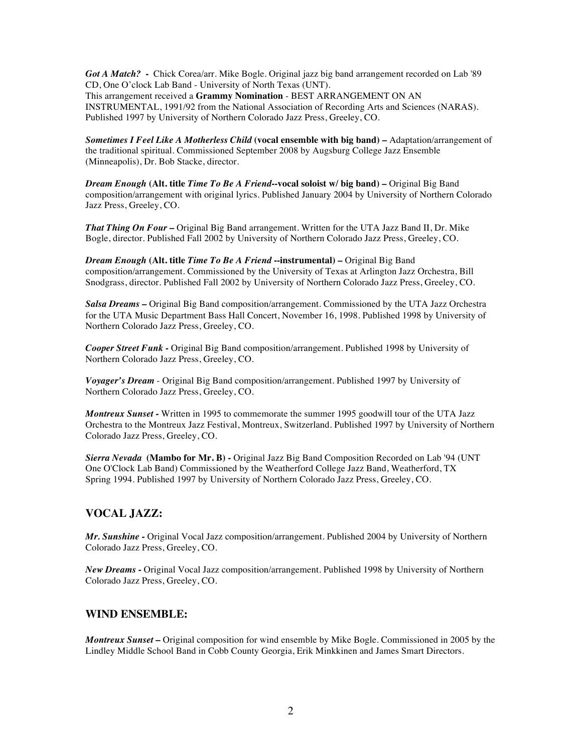***Got A Match?* -** Chick Corea/arr. Mike Bogle. Original jazz big band arrangement recorded on Lab '89 CD, One O'clock Lab Band - University of North Texas (UNT).
This arrangement received a **Grammy Nomination** - BEST ARRANGEMENT ON AN INSTRUMENTAL, 1991/92 from the National Association of Recording Arts and Sciences (NARAS). Published 1997 by University of Northern Colorado Jazz Press, Greeley, CO.

***Sometimes I Feel Like A Motherless Child* (vocal ensemble with big band) –** Adaptation/arrangement of the traditional spiritual. Commissioned September 2008 by Augsburg College Jazz Ensemble (Minneapolis), Dr. Bob Stacke, director.

***Dream Enough* (Alt. title *Time To Be A Friend*--vocal soloist w/ big band) –** Original Big Band composition/arrangement with original lyrics. Published January 2004 by University of Northern Colorado Jazz Press, Greeley, CO.

***That Thing On Four* –** Original Big Band arrangement. Written for the UTA Jazz Band II, Dr. Mike Bogle, director. Published Fall 2002 by University of Northern Colorado Jazz Press, Greeley, CO.

***Dream Enough* (Alt. title *Time To Be A Friend* --instrumental) –** Original Big Band composition/arrangement. Commissioned by the University of Texas at Arlington Jazz Orchestra, Bill Snodgrass, director. Published Fall 2002 by University of Northern Colorado Jazz Press, Greeley, CO.

***Salsa Dreams* –** Original Big Band composition/arrangement. Commissioned by the UTA Jazz Orchestra for the UTA Music Department Bass Hall Concert, November 16, 1998. Published 1998 by University of Northern Colorado Jazz Press, Greeley, CO.

***Cooper Street Funk* -** Original Big Band composition/arrangement. Published 1998 by University of Northern Colorado Jazz Press, Greeley, CO.

***Voyager's Dream*** - Original Big Band composition/arrangement. Published 1997 by University of Northern Colorado Jazz Press, Greeley, CO.

***Montreux Sunset* -** Written in 1995 to commemorate the summer 1995 goodwill tour of the UTA Jazz Orchestra to the Montreux Jazz Festival, Montreux, Switzerland. Published 1997 by University of Northern Colorado Jazz Press, Greeley, CO.

***Sierra Nevada* (Mambo for Mr. B) -** Original Jazz Big Band Composition Recorded on Lab '94 (UNT One O'Clock Lab Band) Commissioned by the Weatherford College Jazz Band, Weatherford, TX Spring 1994. Published 1997 by University of Northern Colorado Jazz Press, Greeley, CO.

## VOCAL JAZZ:

***Mr. Sunshine* -** Original Vocal Jazz composition/arrangement. Published 2004 by University of Northern Colorado Jazz Press, Greeley, CO.

***New Dreams* -** Original Vocal Jazz composition/arrangement. Published 1998 by University of Northern Colorado Jazz Press, Greeley, CO.

## WIND ENSEMBLE:

***Montreux Sunset* –** Original composition for wind ensemble by Mike Bogle. Commissioned in 2005 by the Lindley Middle School Band in Cobb County Georgia, Erik Minkkinen and James Smart Directors.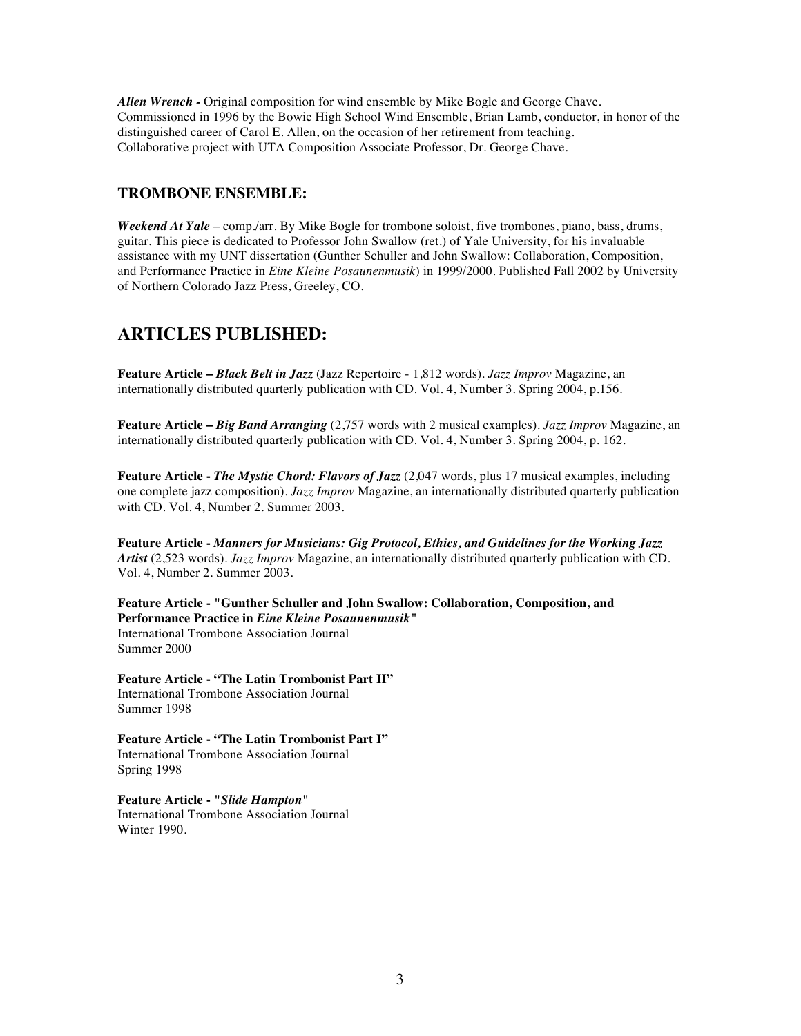***Allen Wrench -*** Original composition for wind ensemble by Mike Bogle and George Chave. Commissioned in 1996 by the Bowie High School Wind Ensemble, Brian Lamb, conductor, in honor of the distinguished career of Carol E. Allen, on the occasion of her retirement from teaching. Collaborative project with UTA Composition Associate Professor, Dr. George Chave.

### TROMBONE ENSEMBLE:

***Weekend At Yale*** – comp./arr. By Mike Bogle for trombone soloist, five trombones, piano, bass, drums, guitar. This piece is dedicated to Professor John Swallow (ret.) of Yale University, for his invaluable assistance with my UNT dissertation (Gunther Schuller and John Swallow: Collaboration, Composition, and Performance Practice in *Eine Kleine Posaunenmusik*) in 1999/2000. Published Fall 2002 by University of Northern Colorado Jazz Press, Greeley, CO.

## ARTICLES PUBLISHED:

**Feature Article – *Black Belt in Jazz*** (Jazz Repertoire - 1,812 words). *Jazz Improv* Magazine, an internationally distributed quarterly publication with CD. Vol. 4, Number 3. Spring 2004, p.156.

**Feature Article – *Big Band Arranging*** (2,757 words with 2 musical examples). *Jazz Improv* Magazine, an internationally distributed quarterly publication with CD. Vol. 4, Number 3. Spring 2004, p. 162.

**Feature Article - *The Mystic Chord: Flavors of Jazz*** (2,047 words, plus 17 musical examples, including one complete jazz composition). *Jazz Improv* Magazine, an internationally distributed quarterly publication with CD. Vol. 4, Number 2. Summer 2003.

**Feature Article - *Manners for Musicians: Gig Protocol, Ethics, and Guidelines for the Working Jazz Artist*** (2,523 words). *Jazz Improv* Magazine, an internationally distributed quarterly publication with CD. Vol. 4, Number 2. Summer 2003.

**Feature Article - "Gunther Schuller and John Swallow: Collaboration, Composition, and Performance Practice in *Eine Kleine Posaunenmusik*"**
International Trombone Association Journal
Summer 2000

**Feature Article - "The Latin Trombonist Part II"**
International Trombone Association Journal
Summer 1998

**Feature Article - "The Latin Trombonist Part I"**
International Trombone Association Journal
Spring 1998

**Feature Article - "*Slide Hampton*"**
International Trombone Association Journal
Winter 1990.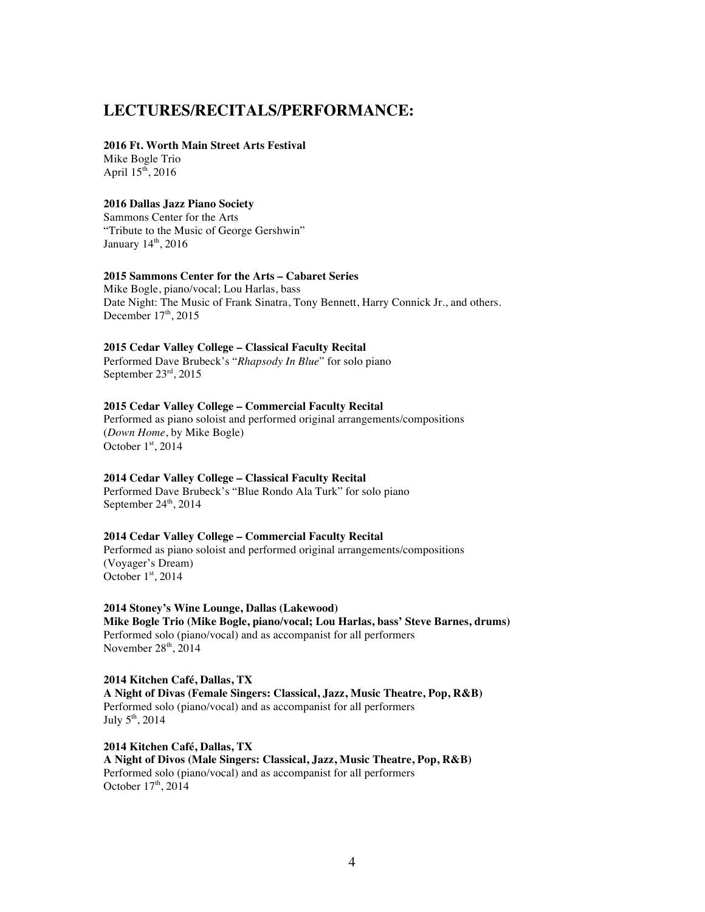## LECTURES/RECITALS/PERFORMANCE:

**2016 Ft. Worth Main Street Arts Festival**
Mike Bogle Trio
April 15th, 2016

**2016 Dallas Jazz Piano Society**
Sammons Center for the Arts
"Tribute to the Music of George Gershwin"
January 14th, 2016

**2015 Sammons Center for the Arts – Cabaret Series**
Mike Bogle, piano/vocal; Lou Harlas, bass
Date Night: The Music of Frank Sinatra, Tony Bennett, Harry Connick Jr., and others.
December 17th, 2015

**2015 Cedar Valley College – Classical Faculty Recital**
Performed Dave Brubeck's "*Rhapsody In Blue*" for solo piano
September 23rd, 2015

**2015 Cedar Valley College – Commercial Faculty Recital**
Performed as piano soloist and performed original arrangements/compositions
(*Down Home*, by Mike Bogle)
October 1st, 2014

**2014 Cedar Valley College – Classical Faculty Recital**
Performed Dave Brubeck's "Blue Rondo Ala Turk" for solo piano
September 24th, 2014

**2014 Cedar Valley College – Commercial Faculty Recital**
Performed as piano soloist and performed original arrangements/compositions
(Voyager's Dream)
October 1st, 2014

**2014 Stoney's Wine Lounge, Dallas (Lakewood)**
**Mike Bogle Trio (Mike Bogle, piano/vocal; Lou Harlas, bass' Steve Barnes, drums)**
Performed solo (piano/vocal) and as accompanist for all performers
November 28th, 2014

**2014 Kitchen Café, Dallas, TX**
**A Night of Divas (Female Singers: Classical, Jazz, Music Theatre, Pop, R&B)**
Performed solo (piano/vocal) and as accompanist for all performers
July 5th, 2014

**2014 Kitchen Café, Dallas, TX**
**A Night of Divos (Male Singers: Classical, Jazz, Music Theatre, Pop, R&B)**
Performed solo (piano/vocal) and as accompanist for all performers
October 17th, 2014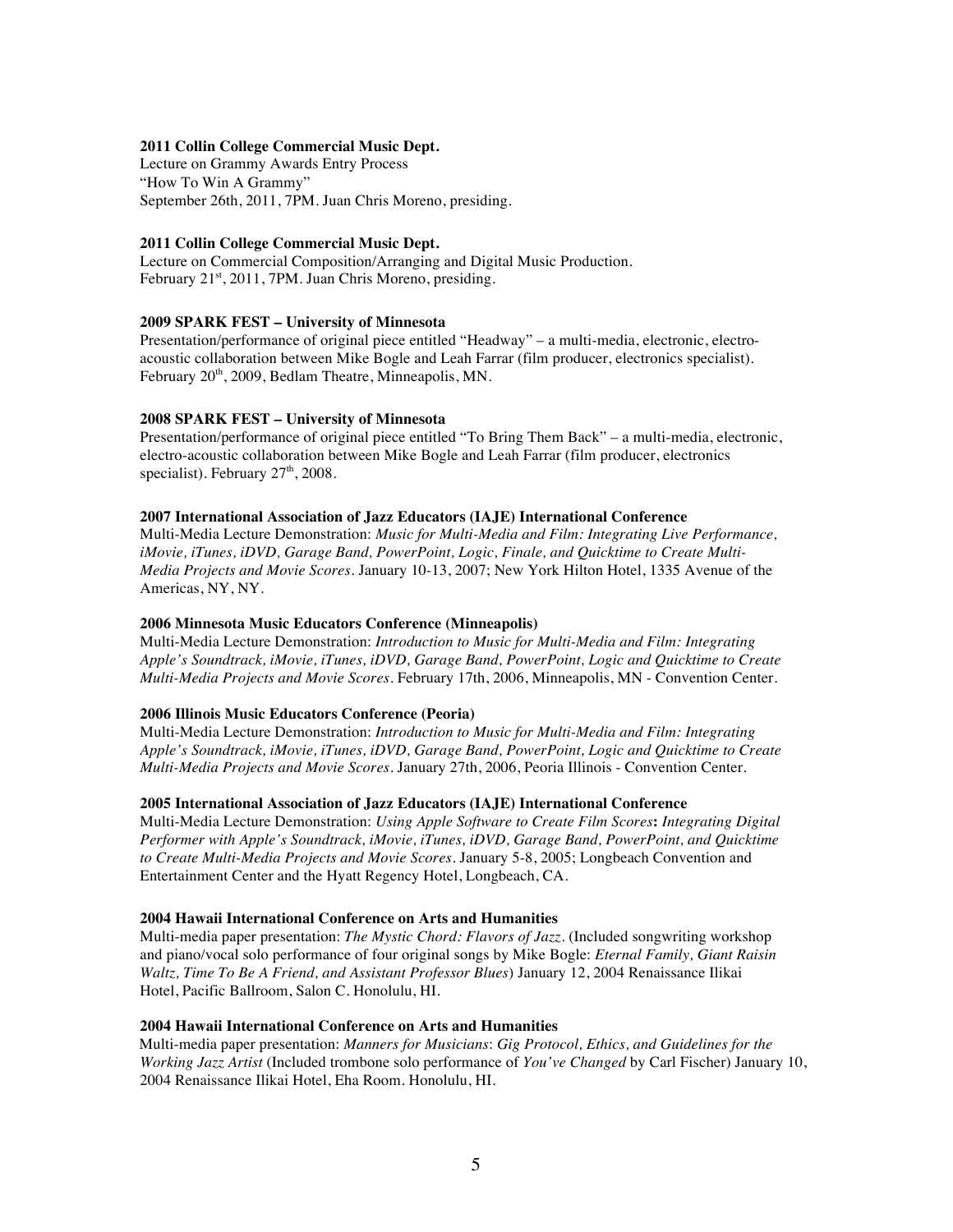**2011 Collin College Commercial Music Dept.**
Lecture on Grammy Awards Entry Process
"How To Win A Grammy"
September 26th, 2011, 7PM. Juan Chris Moreno, presiding.

**2011 Collin College Commercial Music Dept.**
Lecture on Commercial Composition/Arranging and Digital Music Production.
February 21st, 2011, 7PM. Juan Chris Moreno, presiding.

**2009 SPARK FEST – University of Minnesota**
Presentation/performance of original piece entitled "Headway" – a multi-media, electronic, electro-acoustic collaboration between Mike Bogle and Leah Farrar (film producer, electronics specialist). February 20th, 2009, Bedlam Theatre, Minneapolis, MN.

**2008 SPARK FEST – University of Minnesota**
Presentation/performance of original piece entitled "To Bring Them Back" – a multi-media, electronic, electro-acoustic collaboration between Mike Bogle and Leah Farrar (film producer, electronics specialist). February 27th, 2008.

**2007 International Association of Jazz Educators (IAJE) International Conference**
Multi-Media Lecture Demonstration: *Music for Multi-Media and Film: Integrating Live Performance, iMovie, iTunes, iDVD, Garage Band, PowerPoint, Logic, Finale, and Quicktime to Create Multi-Media Projects and Movie Scores*. January 10-13, 2007; New York Hilton Hotel, 1335 Avenue of the Americas, NY, NY.

**2006 Minnesota Music Educators Conference (Minneapolis)**
Multi-Media Lecture Demonstration: *Introduction to Music for Multi-Media and Film: Integrating Apple's Soundtrack, iMovie, iTunes, iDVD, Garage Band, PowerPoint, Logic and Quicktime to Create Multi-Media Projects and Movie Scores*. February 17th, 2006, Minneapolis, MN - Convention Center.

**2006 Illinois Music Educators Conference (Peoria)**
Multi-Media Lecture Demonstration: *Introduction to Music for Multi-Media and Film: Integrating Apple's Soundtrack, iMovie, iTunes, iDVD, Garage Band, PowerPoint, Logic and Quicktime to Create Multi-Media Projects and Movie Scores*. January 27th, 2006, Peoria Illinois - Convention Center.

**2005 International Association of Jazz Educators (IAJE) International Conference**
Multi-Media Lecture Demonstration: *Using Apple Software to Create Film Scores***:** *Integrating Digital Performer with Apple's Soundtrack, iMovie, iTunes, iDVD, Garage Band, PowerPoint, and Quicktime to Create Multi-Media Projects and Movie Scores*. January 5-8, 2005; Longbeach Convention and Entertainment Center and the Hyatt Regency Hotel, Longbeach, CA.

**2004 Hawaii International Conference on Arts and Humanities**
Multi-media paper presentation: *The Mystic Chord: Flavors of Jazz*. (Included songwriting workshop and piano/vocal solo performance of four original songs by Mike Bogle: *Eternal Family, Giant Raisin Waltz, Time To Be A Friend, and Assistant Professor Blues*) January 12, 2004 Renaissance Ilikai Hotel, Pacific Ballroom, Salon C. Honolulu, HI.

**2004 Hawaii International Conference on Arts and Humanities**
Multi-media paper presentation: *Manners for Musicians*: *Gig Protocol, Ethics, and Guidelines for the Working Jazz Artist* (Included trombone solo performance of *You've Changed* by Carl Fischer) January 10, 2004 Renaissance Ilikai Hotel, Eha Room. Honolulu, HI.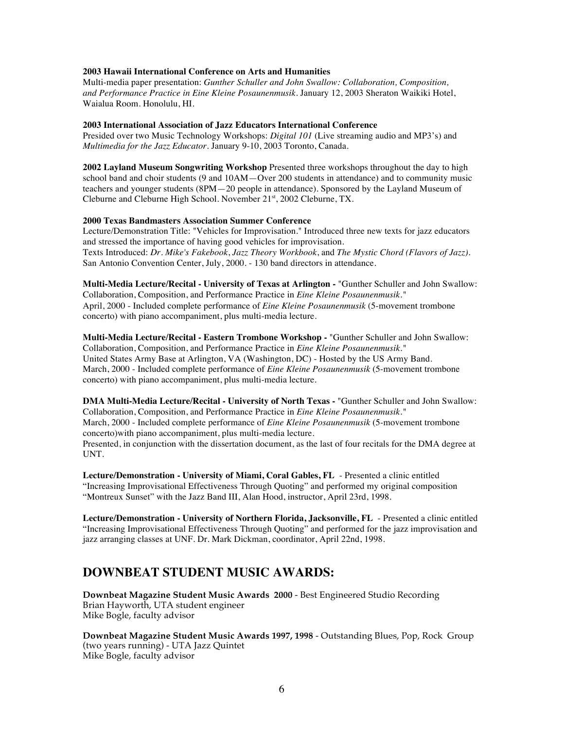**2003 Hawaii International Conference on Arts and Humanities**
Multi-media paper presentation: *Gunther Schuller and John Swallow: Collaboration, Composition, and Performance Practice in Eine Kleine Posaunenmusik*. January 12, 2003 Sheraton Waikiki Hotel, Waialua Room. Honolulu, HI.

**2003 International Association of Jazz Educators International Conference**
Presided over two Music Technology Workshops: *Digital 101* (Live streaming audio and MP3's) and *Multimedia for the Jazz Educator*. January 9-10, 2003 Toronto, Canada.

**2002 Layland Museum Songwriting Workshop** Presented three workshops throughout the day to high school band and choir students (9 and 10AM—Over 200 students in attendance) and to community music teachers and younger students (8PM—20 people in attendance). Sponsored by the Layland Museum of Cleburne and Cleburne High School. November 21st, 2002 Cleburne, TX.

**2000 Texas Bandmasters Association Summer Conference**
Lecture/Demonstration Title: "Vehicles for Improvisation." Introduced three new texts for jazz educators and stressed the importance of having good vehicles for improvisation.
Texts Introduced: *Dr. Mike's Fakebook*, *Jazz Theory Workbook*, and *The Mystic Chord (Flavors of Jazz)*. San Antonio Convention Center, July, 2000. - 130 band directors in attendance.

**Multi-Media Lecture/Recital - University of Texas at Arlington -** "Gunther Schuller and John Swallow: Collaboration, Composition, and Performance Practice in *Eine Kleine Posaunenmusik*."
April, 2000 - Included complete performance of *Eine Kleine Posaunenmusik* (5-movement trombone concerto) with piano accompaniment, plus multi-media lecture.

**Multi-Media Lecture/Recital - Eastern Trombone Workshop -** "Gunther Schuller and John Swallow: Collaboration, Composition, and Performance Practice in *Eine Kleine Posaunenmusik*."
United States Army Base at Arlington, VA (Washington, DC) - Hosted by the US Army Band.
March, 2000 - Included complete performance of *Eine Kleine Posaunenmusik* (5-movement trombone concerto) with piano accompaniment, plus multi-media lecture.

**DMA Multi-Media Lecture/Recital - University of North Texas -** "Gunther Schuller and John Swallow: Collaboration, Composition, and Performance Practice in *Eine Kleine Posaunenmusik*."
March, 2000 - Included complete performance of *Eine Kleine Posaunenmusik* (5-movement trombone concerto)with piano accompaniment, plus multi-media lecture.
Presented, in conjunction with the dissertation document, as the last of four recitals for the DMA degree at UNT.

**Lecture/Demonstration - University of Miami, Coral Gables, FL** - Presented a clinic entitled "Increasing Improvisational Effectiveness Through Quoting" and performed my original composition "Montreux Sunset" with the Jazz Band III, Alan Hood, instructor, April 23rd, 1998.

**Lecture/Demonstration - University of Northern Florida, Jacksonville, FL** - Presented a clinic entitled "Increasing Improvisational Effectiveness Through Quoting" and performed for the jazz improvisation and jazz arranging classes at UNF. Dr. Mark Dickman, coordinator, April 22nd, 1998.

## DOWNBEAT STUDENT MUSIC AWARDS:

**Downbeat Magazine Student Music Awards 2000** - Best Engineered Studio Recording
Brian Hayworth, UTA student engineer
Mike Bogle, faculty advisor

**Downbeat Magazine Student Music Awards 1997, 1998** - Outstanding Blues, Pop, Rock Group (two years running) - UTA Jazz Quintet
Mike Bogle, faculty advisor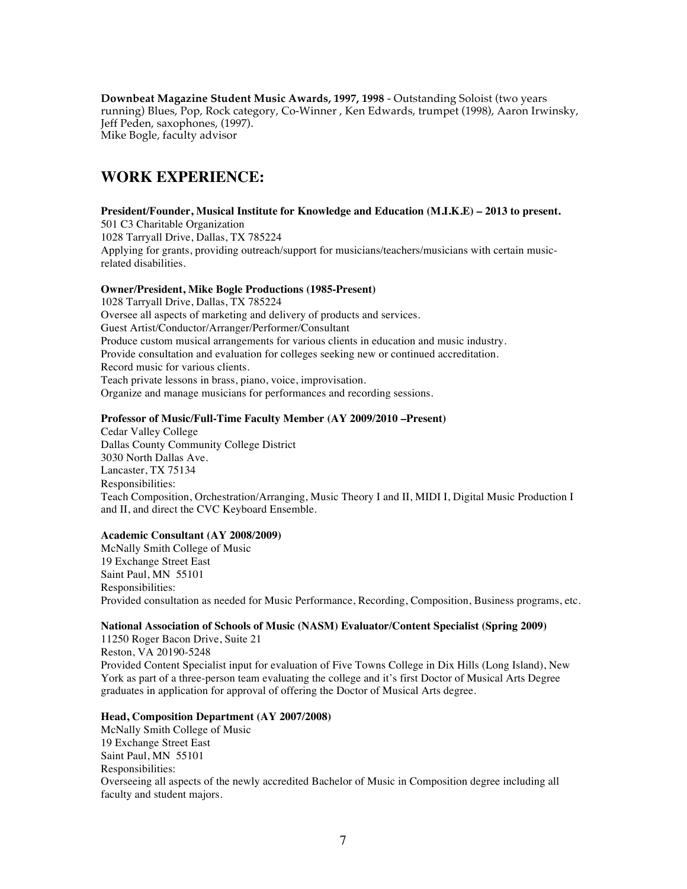**Downbeat Magazine Student Music Awards, 1997, 1998** - Outstanding Soloist (two years running) Blues, Pop, Rock category, Co-Winner , Ken Edwards, trumpet (1998), Aaron Irwinsky, Jeff Peden, saxophones, (1997).
Mike Bogle, faculty advisor

## WORK EXPERIENCE:

**President/Founder, Musical Institute for Knowledge and Education (M.I.K.E) – 2013 to present.**
501 C3 Charitable Organization
1028 Tarryall Drive, Dallas, TX 785224
Applying for grants, providing outreach/support for musicians/teachers/musicians with certain music-related disabilities.

**Owner/President, Mike Bogle Productions (1985-Present)**
1028 Tarryall Drive, Dallas, TX 785224
Oversee all aspects of marketing and delivery of products and services.
Guest Artist/Conductor/Arranger/Performer/Consultant
Produce custom musical arrangements for various clients in education and music industry.
Provide consultation and evaluation for colleges seeking new or continued accreditation.
Record music for various clients.
Teach private lessons in brass, piano, voice, improvisation.
Organize and manage musicians for performances and recording sessions.

**Professor of Music/Full-Time Faculty Member (AY 2009/2010 –Present)**
Cedar Valley College
Dallas County Community College District
3030 North Dallas Ave.
Lancaster, TX 75134
Responsibilities:
Teach Composition, Orchestration/Arranging, Music Theory I and II, MIDI I, Digital Music Production I and II, and direct the CVC Keyboard Ensemble.

**Academic Consultant (AY 2008/2009)**
McNally Smith College of Music
19 Exchange Street East
Saint Paul, MN 55101
Responsibilities:
Provided consultation as needed for Music Performance, Recording, Composition, Business programs, etc.

**National Association of Schools of Music (NASM) Evaluator/Content Specialist (Spring 2009)**
11250 Roger Bacon Drive, Suite 21
Reston, VA 20190-5248
Provided Content Specialist input for evaluation of Five Towns College in Dix Hills (Long Island), New York as part of a three-person team evaluating the college and it's first Doctor of Musical Arts Degree graduates in application for approval of offering the Doctor of Musical Arts degree.

**Head, Composition Department (AY 2007/2008)**
McNally Smith College of Music
19 Exchange Street East
Saint Paul, MN 55101
Responsibilities:
Overseeing all aspects of the newly accredited Bachelor of Music in Composition degree including all faculty and student majors.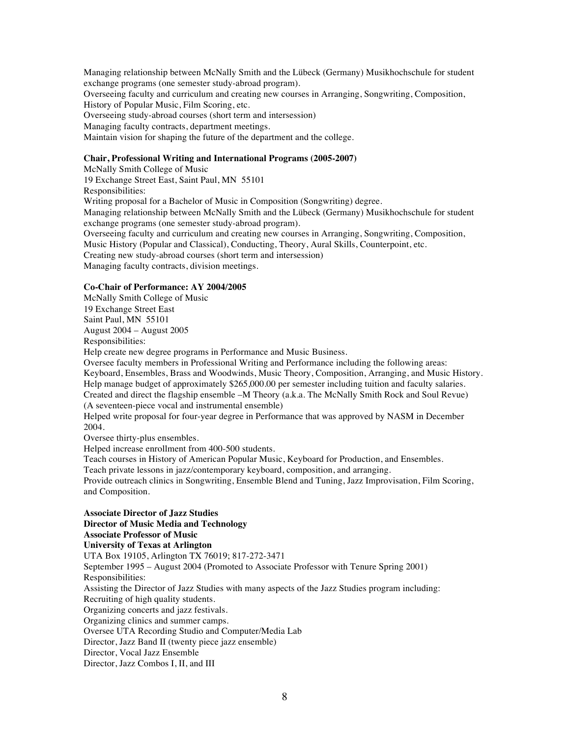Managing relationship between McNally Smith and the Lübeck (Germany) Musikhochschule for student exchange programs (one semester study-abroad program).
Overseeing faculty and curriculum and creating new courses in Arranging, Songwriting, Composition, History of Popular Music, Film Scoring, etc.
Overseeing study-abroad courses (short term and intersession)
Managing faculty contracts, department meetings.
Maintain vision for shaping the future of the department and the college.

**Chair, Professional Writing and International Programs (2005-2007)**
McNally Smith College of Music
19 Exchange Street East, Saint Paul, MN 55101
Responsibilities:
Writing proposal for a Bachelor of Music in Composition (Songwriting) degree.
Managing relationship between McNally Smith and the Lübeck (Germany) Musikhochschule for student exchange programs (one semester study-abroad program).
Overseeing faculty and curriculum and creating new courses in Arranging, Songwriting, Composition, Music History (Popular and Classical), Conducting, Theory, Aural Skills, Counterpoint, etc.
Creating new study-abroad courses (short term and intersession)
Managing faculty contracts, division meetings.

**Co-Chair of Performance: AY 2004/2005**
McNally Smith College of Music
19 Exchange Street East
Saint Paul, MN 55101
August 2004 – August 2005
Responsibilities:
Help create new degree programs in Performance and Music Business.
Oversee faculty members in Professional Writing and Performance including the following areas: Keyboard, Ensembles, Brass and Woodwinds, Music Theory, Composition, Arranging, and Music History.
Help manage budget of approximately $265,000.00 per semester including tuition and faculty salaries.
Created and direct the flagship ensemble –M Theory (a.k.a. The McNally Smith Rock and Soul Revue) (A seventeen-piece vocal and instrumental ensemble)
Helped write proposal for four-year degree in Performance that was approved by NASM in December 2004.
Oversee thirty-plus ensembles.
Helped increase enrollment from 400-500 students.
Teach courses in History of American Popular Music, Keyboard for Production, and Ensembles.
Teach private lessons in jazz/contemporary keyboard, composition, and arranging.
Provide outreach clinics in Songwriting, Ensemble Blend and Tuning, Jazz Improvisation, Film Scoring, and Composition.

**Associate Director of Jazz Studies**
**Director of Music Media and Technology**
**Associate Professor of Music**
**University of Texas at Arlington**
UTA Box 19105, Arlington TX 76019; 817-272-3471
September 1995 – August 2004 (Promoted to Associate Professor with Tenure Spring 2001)
Responsibilities:
Assisting the Director of Jazz Studies with many aspects of the Jazz Studies program including:
Recruiting of high quality students.
Organizing concerts and jazz festivals.
Organizing clinics and summer camps.
Oversee UTA Recording Studio and Computer/Media Lab
Director, Jazz Band II (twenty piece jazz ensemble)
Director, Vocal Jazz Ensemble
Director, Jazz Combos I, II, and III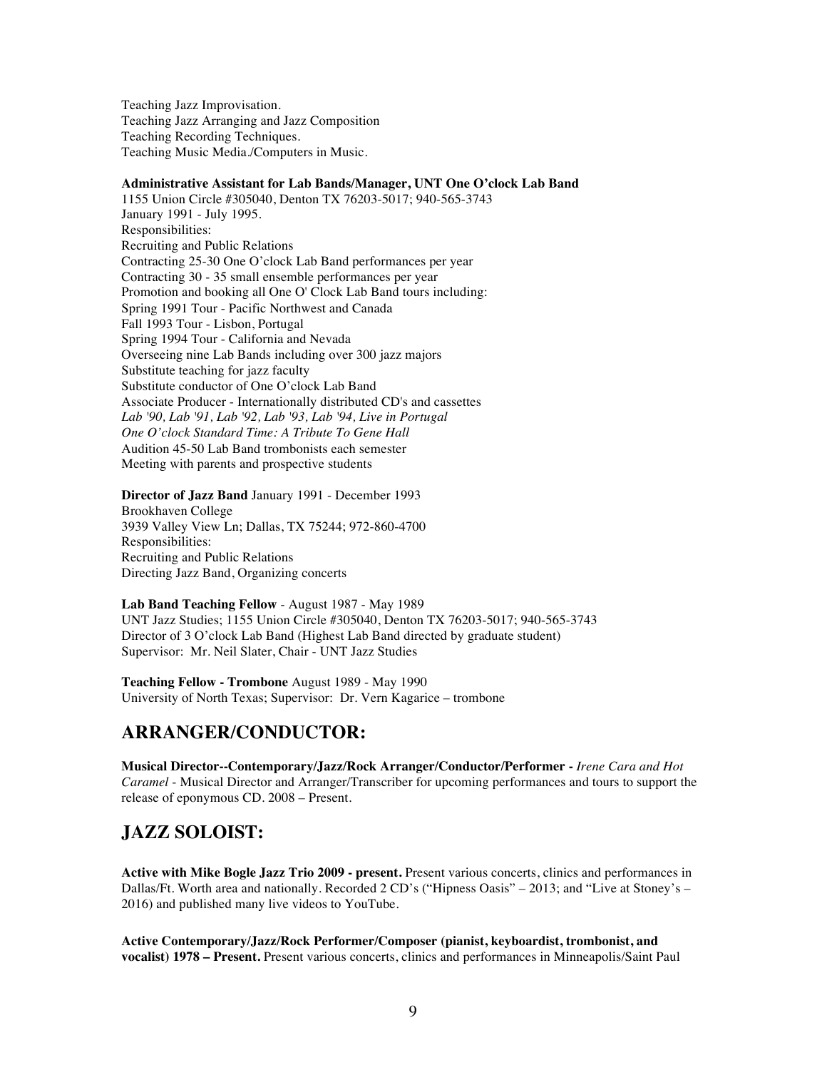Teaching Jazz Improvisation.
Teaching Jazz Arranging and Jazz Composition
Teaching Recording Techniques.
Teaching Music Media./Computers in Music.

**Administrative Assistant for Lab Bands/Manager, UNT One O'clock Lab Band**
1155 Union Circle #305040, Denton TX 76203-5017; 940-565-3743
January 1991 - July 1995.
Responsibilities:
Recruiting and Public Relations
Contracting 25-30 One O'clock Lab Band performances per year
Contracting 30 - 35 small ensemble performances per year
Promotion and booking all One O' Clock Lab Band tours including:
Spring 1991 Tour - Pacific Northwest and Canada
Fall 1993 Tour - Lisbon, Portugal
Spring 1994 Tour - California and Nevada
Overseeing nine Lab Bands including over 300 jazz majors
Substitute teaching for jazz faculty
Substitute conductor of One O'clock Lab Band
Associate Producer - Internationally distributed CD's and cassettes
*Lab '90, Lab '91, Lab '92, Lab '93, Lab '94, Live in Portugal*
*One O'clock Standard Time: A Tribute To Gene Hall*
Audition 45-50 Lab Band trombonists each semester
Meeting with parents and prospective students

**Director of Jazz Band** January 1991 - December 1993
Brookhaven College
3939 Valley View Ln; Dallas, TX 75244; 972-860-4700
Responsibilities:
Recruiting and Public Relations
Directing Jazz Band, Organizing concerts

**Lab Band Teaching Fellow** - August 1987 - May 1989
UNT Jazz Studies; 1155 Union Circle #305040, Denton TX 76203-5017; 940-565-3743
Director of 3 O'clock Lab Band (Highest Lab Band directed by graduate student)
Supervisor: Mr. Neil Slater, Chair - UNT Jazz Studies

**Teaching Fellow - Trombone** August 1989 - May 1990
University of North Texas; Supervisor: Dr. Vern Kagarice – trombone

## ARRANGER/CONDUCTOR:

**Musical Director--Contemporary/Jazz/Rock Arranger/Conductor/Performer -** *Irene Cara and Hot Caramel* - Musical Director and Arranger/Transcriber for upcoming performances and tours to support the release of eponymous CD. 2008 – Present.

## JAZZ SOLOIST:

**Active with Mike Bogle Jazz Trio 2009 - present.** Present various concerts, clinics and performances in Dallas/Ft. Worth area and nationally. Recorded 2 CD's ("Hipness Oasis" – 2013; and "Live at Stoney's – 2016) and published many live videos to YouTube.

**Active Contemporary/Jazz/Rock Performer/Composer (pianist, keyboardist, trombonist, and vocalist) 1978 – Present.** Present various concerts, clinics and performances in Minneapolis/Saint Paul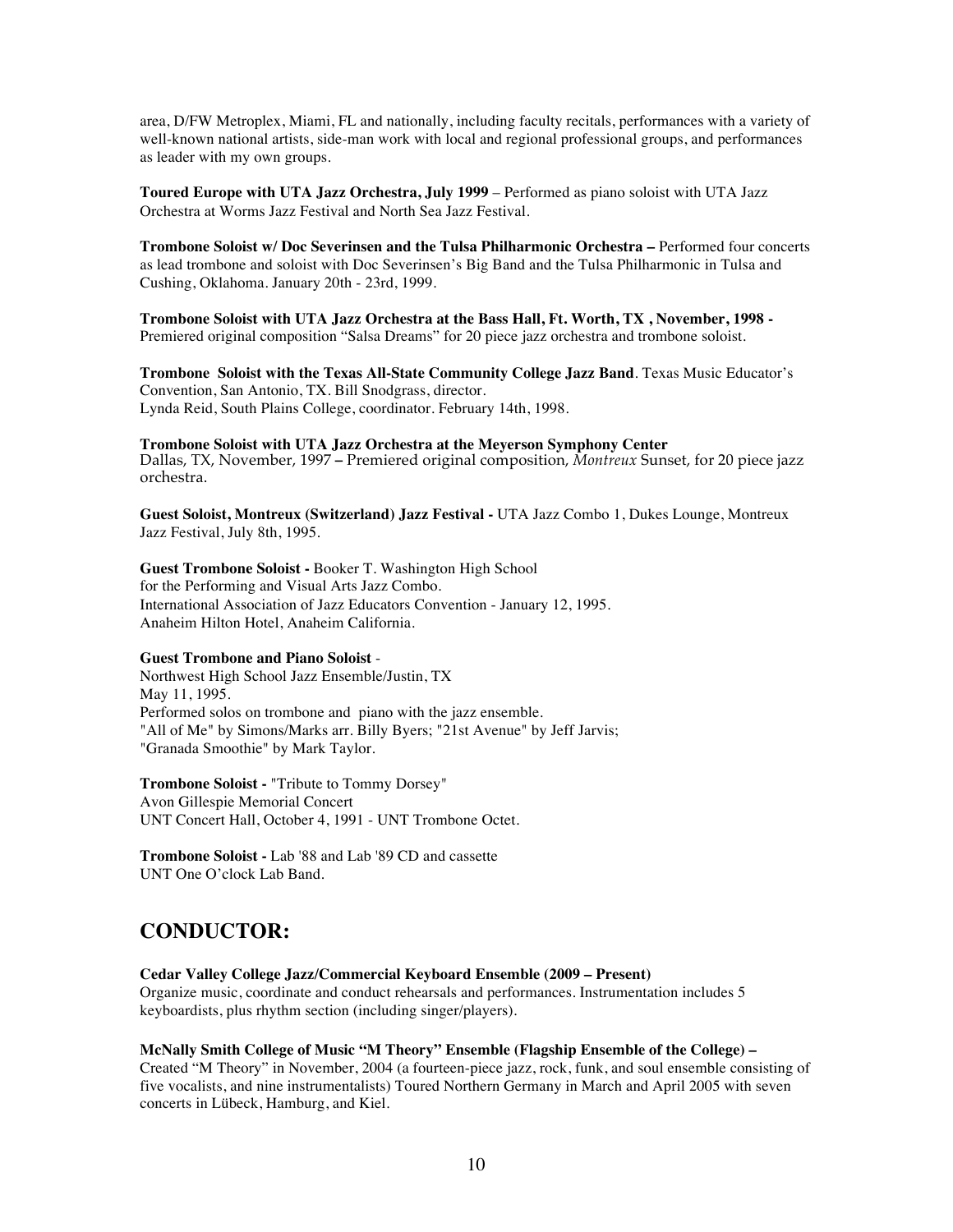area, D/FW Metroplex, Miami, FL and nationally, including faculty recitals, performances with a variety of well-known national artists, side-man work with local and regional professional groups, and performances as leader with my own groups.

**Toured Europe with UTA Jazz Orchestra, July 1999** – Performed as piano soloist with UTA Jazz Orchestra at Worms Jazz Festival and North Sea Jazz Festival.

**Trombone Soloist w/ Doc Severinsen and the Tulsa Philharmonic Orchestra –** Performed four concerts as lead trombone and soloist with Doc Severinsen's Big Band and the Tulsa Philharmonic in Tulsa and Cushing, Oklahoma. January 20th - 23rd, 1999.

**Trombone Soloist with UTA Jazz Orchestra at the Bass Hall, Ft. Worth, TX , November, 1998 -** Premiered original composition "Salsa Dreams" for 20 piece jazz orchestra and trombone soloist.

**Trombone Soloist with the Texas All-State Community College Jazz Band**. Texas Music Educator's Convention, San Antonio, TX. Bill Snodgrass, director.
Lynda Reid, South Plains College, coordinator. February 14th, 1998.

**Trombone Soloist with UTA Jazz Orchestra at the Meyerson Symphony Center**
Dallas, TX, November, 1997 – Premiered original composition, *Montreux* Sunset, for 20 piece jazz orchestra.

**Guest Soloist, Montreux (Switzerland) Jazz Festival -** UTA Jazz Combo 1, Dukes Lounge, Montreux Jazz Festival, July 8th, 1995.

**Guest Trombone Soloist -** Booker T. Washington High School
for the Performing and Visual Arts Jazz Combo.
International Association of Jazz Educators Convention - January 12, 1995.
Anaheim Hilton Hotel, Anaheim California.

**Guest Trombone and Piano Soloist** -
Northwest High School Jazz Ensemble/Justin, TX
May 11, 1995.
Performed solos on trombone and piano with the jazz ensemble.
"All of Me" by Simons/Marks arr. Billy Byers; "21st Avenue" by Jeff Jarvis;
"Granada Smoothie" by Mark Taylor.

**Trombone Soloist -** "Tribute to Tommy Dorsey"
Avon Gillespie Memorial Concert
UNT Concert Hall, October 4, 1991 - UNT Trombone Octet.

**Trombone Soloist -** Lab '88 and Lab '89 CD and cassette
UNT One O'clock Lab Band.

## CONDUCTOR:

**Cedar Valley College Jazz/Commercial Keyboard Ensemble (2009 – Present)**
Organize music, coordinate and conduct rehearsals and performances. Instrumentation includes 5 keyboardists, plus rhythm section (including singer/players).

**McNally Smith College of Music "M Theory" Ensemble (Flagship Ensemble of the College) –**
Created "M Theory" in November, 2004 (a fourteen-piece jazz, rock, funk, and soul ensemble consisting of five vocalists, and nine instrumentalists) Toured Northern Germany in March and April 2005 with seven concerts in Lübeck, Hamburg, and Kiel.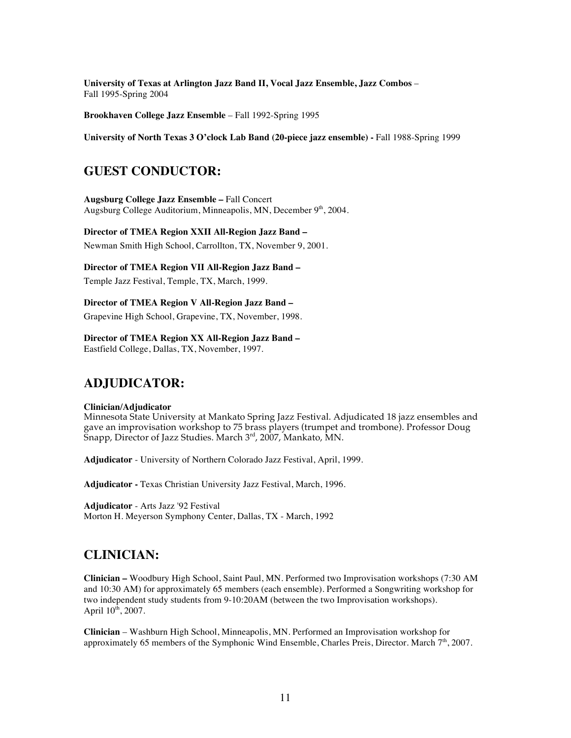**University of Texas at Arlington Jazz Band II, Vocal Jazz Ensemble, Jazz Combos** – Fall 1995-Spring 2004

**Brookhaven College Jazz Ensemble** – Fall 1992-Spring 1995

**University of North Texas 3 O'clock Lab Band (20-piece jazz ensemble) -** Fall 1988-Spring 1999

## GUEST CONDUCTOR:

**Augsburg College Jazz Ensemble –** Fall Concert
Augsburg College Auditorium, Minneapolis, MN, December 9th, 2004.

**Director of TMEA Region XXII All-Region Jazz Band –**
Newman Smith High School, Carrollton, TX, November 9, 2001.

**Director of TMEA Region VII All-Region Jazz Band –**
Temple Jazz Festival, Temple, TX, March, 1999.

**Director of TMEA Region V All-Region Jazz Band –**
Grapevine High School, Grapevine, TX, November, 1998.

**Director of TMEA Region XX All-Region Jazz Band –**
Eastfield College, Dallas, TX, November, 1997.

## ADJUDICATOR:

**Clinician/Adjudicator**
Minnesota State University at Mankato Spring Jazz Festival. Adjudicated 18 jazz ensembles and gave an improvisation workshop to 75 brass players (trumpet and trombone). Professor Doug Snapp, Director of Jazz Studies. March 3rd, 2007, Mankato, MN.

**Adjudicator** - University of Northern Colorado Jazz Festival, April, 1999.

**Adjudicator -** Texas Christian University Jazz Festival, March, 1996.

**Adjudicator** - Arts Jazz '92 Festival
Morton H. Meyerson Symphony Center, Dallas, TX - March, 1992

## CLINICIAN:

**Clinician –** Woodbury High School, Saint Paul, MN. Performed two Improvisation workshops (7:30 AM and 10:30 AM) for approximately 65 members (each ensemble). Performed a Songwriting workshop for two independent study students from 9-10:20AM (between the two Improvisation workshops). April 10th, 2007.

**Clinician** – Washburn High School, Minneapolis, MN. Performed an Improvisation workshop for approximately 65 members of the Symphonic Wind Ensemble, Charles Preis, Director. March 7th, 2007.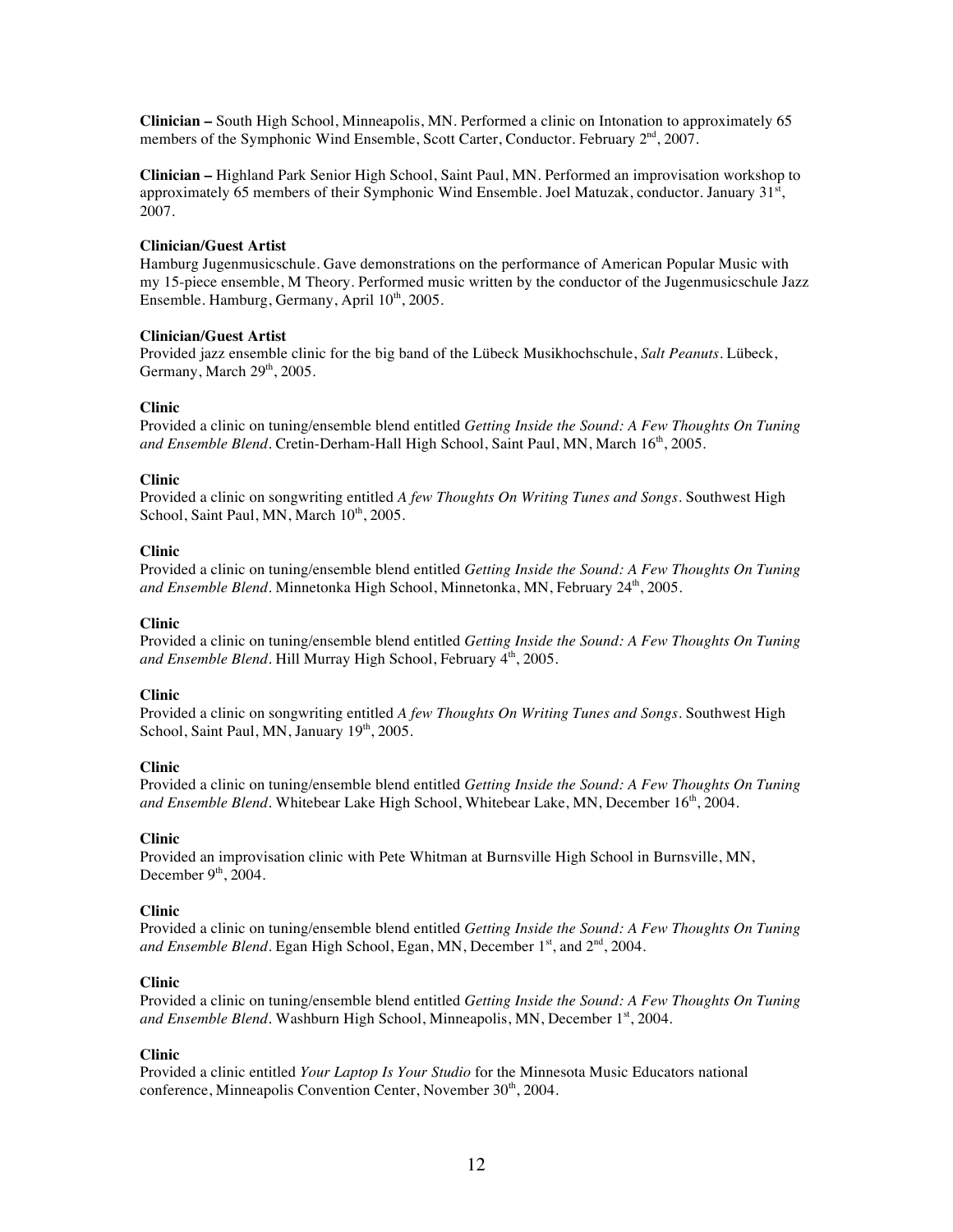**Clinician –** South High School, Minneapolis, MN. Performed a clinic on Intonation to approximately 65 members of the Symphonic Wind Ensemble, Scott Carter, Conductor. February 2nd, 2007.

**Clinician –** Highland Park Senior High School, Saint Paul, MN. Performed an improvisation workshop to approximately 65 members of their Symphonic Wind Ensemble. Joel Matuzak, conductor. January 31st, 2007.

**Clinician/Guest Artist**
Hamburg Jugenmusicschule. Gave demonstrations on the performance of American Popular Music with my 15-piece ensemble, M Theory. Performed music written by the conductor of the Jugenmusicschule Jazz Ensemble. Hamburg, Germany, April 10th, 2005.

**Clinician/Guest Artist**
Provided jazz ensemble clinic for the big band of the Lübeck Musikhochschule, *Salt Peanuts*. Lübeck, Germany, March 29th, 2005.

**Clinic**
Provided a clinic on tuning/ensemble blend entitled *Getting Inside the Sound: A Few Thoughts On Tuning and Ensemble Blend*. Cretin-Derham-Hall High School, Saint Paul, MN, March 16th, 2005.

**Clinic**
Provided a clinic on songwriting entitled *A few Thoughts On Writing Tunes and Songs*. Southwest High School, Saint Paul, MN, March 10th, 2005.

**Clinic**
Provided a clinic on tuning/ensemble blend entitled *Getting Inside the Sound: A Few Thoughts On Tuning and Ensemble Blend*. Minnetonka High School, Minnetonka, MN, February 24th, 2005.

**Clinic**
Provided a clinic on tuning/ensemble blend entitled *Getting Inside the Sound: A Few Thoughts On Tuning and Ensemble Blend*. Hill Murray High School, February 4th, 2005.

**Clinic**
Provided a clinic on songwriting entitled *A few Thoughts On Writing Tunes and Songs*. Southwest High School, Saint Paul, MN, January 19th, 2005.

**Clinic**
Provided a clinic on tuning/ensemble blend entitled *Getting Inside the Sound: A Few Thoughts On Tuning and Ensemble Blend*. Whitebear Lake High School, Whitebear Lake, MN, December 16th, 2004.

**Clinic**
Provided an improvisation clinic with Pete Whitman at Burnsville High School in Burnsville, MN, December 9th, 2004.

**Clinic**
Provided a clinic on tuning/ensemble blend entitled *Getting Inside the Sound: A Few Thoughts On Tuning and Ensemble Blend*. Egan High School, Egan, MN, December 1st, and 2nd, 2004.

**Clinic**
Provided a clinic on tuning/ensemble blend entitled *Getting Inside the Sound: A Few Thoughts On Tuning and Ensemble Blend*. Washburn High School, Minneapolis, MN, December 1st, 2004.

**Clinic**
Provided a clinic entitled *Your Laptop Is Your Studio* for the Minnesota Music Educators national conference, Minneapolis Convention Center, November 30th, 2004.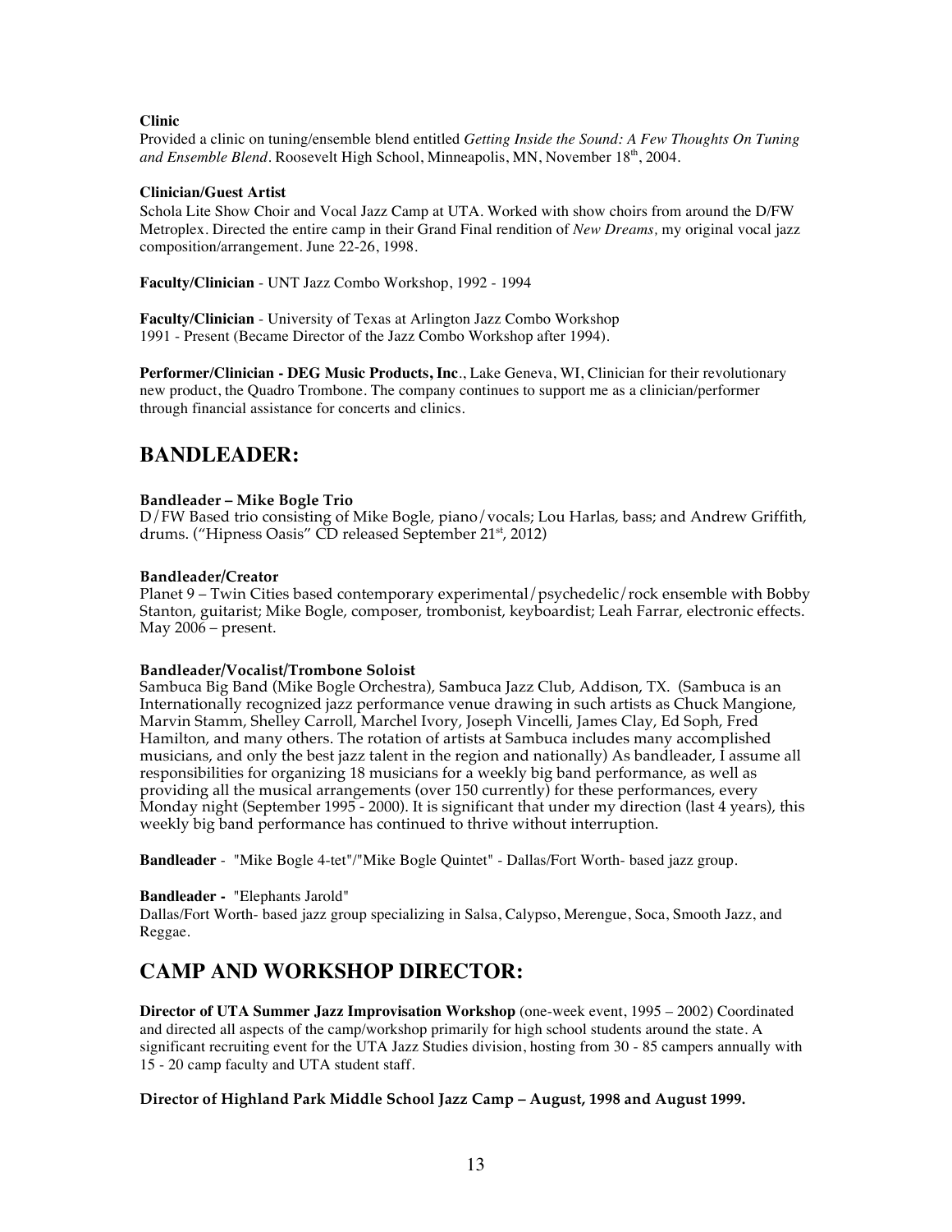**Clinic**
Provided a clinic on tuning/ensemble blend entitled *Getting Inside the Sound: A Few Thoughts On Tuning and Ensemble Blend*. Roosevelt High School, Minneapolis, MN, November 18th, 2004.

**Clinician/Guest Artist**
Schola Lite Show Choir and Vocal Jazz Camp at UTA. Worked with show choirs from around the D/FW Metroplex. Directed the entire camp in their Grand Final rendition of *New Dreams*, my original vocal jazz composition/arrangement. June 22-26, 1998.

**Faculty/Clinician** - UNT Jazz Combo Workshop, 1992 - 1994

**Faculty/Clinician** - University of Texas at Arlington Jazz Combo Workshop
1991 - Present (Became Director of the Jazz Combo Workshop after 1994).

**Performer/Clinician - DEG Music Products, Inc**., Lake Geneva, WI, Clinician for their revolutionary new product, the Quadro Trombone. The company continues to support me as a clinician/performer through financial assistance for concerts and clinics.

## BANDLEADER:

**Bandleader – Mike Bogle Trio**
D/FW Based trio consisting of Mike Bogle, piano/vocals; Lou Harlas, bass; and Andrew Griffith, drums. ("Hipness Oasis" CD released September 21st, 2012)

**Bandleader/Creator**
Planet 9 – Twin Cities based contemporary experimental/psychedelic/rock ensemble with Bobby Stanton, guitarist; Mike Bogle, composer, trombonist, keyboardist; Leah Farrar, electronic effects. May 2006 – present.

**Bandleader/Vocalist/Trombone Soloist**
Sambuca Big Band (Mike Bogle Orchestra), Sambuca Jazz Club, Addison, TX. (Sambuca is an Internationally recognized jazz performance venue drawing in such artists as Chuck Mangione, Marvin Stamm, Shelley Carroll, Marchel Ivory, Joseph Vincelli, James Clay, Ed Soph, Fred Hamilton, and many others. The rotation of artists at Sambuca includes many accomplished musicians, and only the best jazz talent in the region and nationally) As bandleader, I assume all responsibilities for organizing 18 musicians for a weekly big band performance, as well as providing all the musical arrangements (over 150 currently) for these performances, every Monday night (September 1995 - 2000). It is significant that under my direction (last 4 years), this weekly big band performance has continued to thrive without interruption.

**Bandleader** - "Mike Bogle 4-tet"/"Mike Bogle Quintet" - Dallas/Fort Worth- based jazz group.

**Bandleader -** "Elephants Jarold"
Dallas/Fort Worth- based jazz group specializing in Salsa, Calypso, Merengue, Soca, Smooth Jazz, and Reggae.

## CAMP AND WORKSHOP DIRECTOR:

**Director of UTA Summer Jazz Improvisation Workshop** (one-week event, 1995 – 2002) Coordinated and directed all aspects of the camp/workshop primarily for high school students around the state. A significant recruiting event for the UTA Jazz Studies division, hosting from 30 - 85 campers annually with 15 - 20 camp faculty and UTA student staff.

**Director of Highland Park Middle School Jazz Camp – August, 1998 and August 1999.**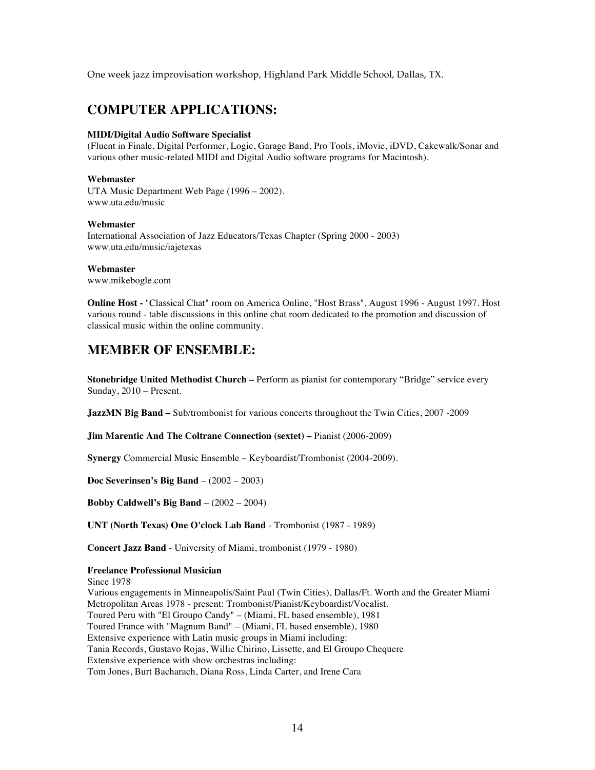One week jazz improvisation workshop, Highland Park Middle School, Dallas, TX.

## COMPUTER APPLICATIONS:

**MIDI/Digital Audio Software Specialist**
(Fluent in Finale, Digital Performer, Logic, Garage Band, Pro Tools, iMovie, iDVD, Cakewalk/Sonar and various other music-related MIDI and Digital Audio software programs for Macintosh).

**Webmaster**
UTA Music Department Web Page (1996 – 2002).
www.uta.edu/music

**Webmaster**
International Association of Jazz Educators/Texas Chapter (Spring 2000 - 2003)
www.uta.edu/music/iajetexas

**Webmaster**
www.mikebogle.com

**Online Host -** "Classical Chat" room on America Online, "Host Brass", August 1996 - August 1997. Host various round - table discussions in this online chat room dedicated to the promotion and discussion of classical music within the online community.

## MEMBER OF ENSEMBLE:

**Stonebridge United Methodist Church –** Perform as pianist for contemporary "Bridge" service every Sunday, 2010 – Present.

**JazzMN Big Band –** Sub/trombonist for various concerts throughout the Twin Cities, 2007 -2009

**Jim Marentic And The Coltrane Connection (sextet) –** Pianist (2006-2009)

**Synergy** Commercial Music Ensemble – Keyboardist/Trombonist (2004-2009).

**Doc Severinsen's Big Band** – (2002 – 2003)

**Bobby Caldwell's Big Band** – (2002 – 2004)

**UNT (North Texas) One O'clock Lab Band** - Trombonist (1987 - 1989)

**Concert Jazz Band** - University of Miami, trombonist (1979 - 1980)

**Freelance Professional Musician**
Since 1978
Various engagements in Minneapolis/Saint Paul (Twin Cities), Dallas/Ft. Worth and the Greater Miami Metropolitan Areas 1978 - present: Trombonist/Pianist/Keyboardist/Vocalist.
Toured Peru with "El Groupo Candy" – (Miami, FL based ensemble), 1981
Toured France with "Magnum Band" – (Miami, FL based ensemble), 1980
Extensive experience with Latin music groups in Miami including:
Tania Records, Gustavo Rojas, Willie Chirino, Lissette, and El Groupo Chequere
Extensive experience with show orchestras including:
Tom Jones, Burt Bacharach, Diana Ross, Linda Carter, and Irene Cara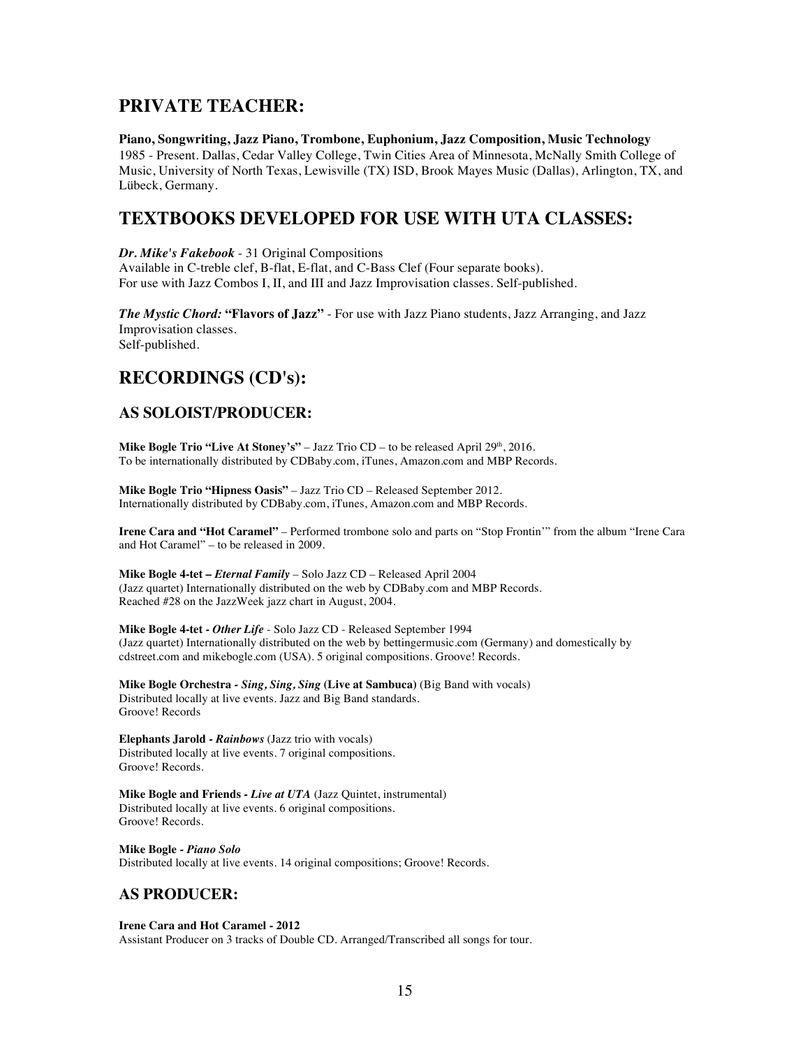## PRIVATE TEACHER:

**Piano, Songwriting, Jazz Piano, Trombone, Euphonium, Jazz Composition, Music Technology**
1985 - Present. Dallas, Cedar Valley College, Twin Cities Area of Minnesota, McNally Smith College of Music, University of North Texas, Lewisville (TX) ISD, Brook Mayes Music (Dallas), Arlington, TX, and Lübeck, Germany.

## TEXTBOOKS DEVELOPED FOR USE WITH UTA CLASSES:

***Dr. Mike's Fakebook*** - 31 Original Compositions
Available in C-treble clef, B-flat, E-flat, and C-Bass Clef (Four separate books).
For use with Jazz Combos I, II, and III and Jazz Improvisation classes. Self-published.

***The Mystic Chord:*** **"Flavors of Jazz"** - For use with Jazz Piano students, Jazz Arranging, and Jazz Improvisation classes.
Self-published.

## RECORDINGS (CD's):

### AS SOLOIST/PRODUCER:

**Mike Bogle Trio "Live At Stoney's"** – Jazz Trio CD – to be released April 29th, 2016.
To be internationally distributed by CDBaby.com, iTunes, Amazon.com and MBP Records.

**Mike Bogle Trio "Hipness Oasis"** – Jazz Trio CD – Released September 2012.
Internationally distributed by CDBaby.com, iTunes, Amazon.com and MBP Records.

**Irene Cara and "Hot Caramel"** – Performed trombone solo and parts on "Stop Frontin'" from the album "Irene Cara and Hot Caramel" – to be released in 2009.

**Mike Bogle 4-tet –** ***Eternal Family*** – Solo Jazz CD – Released April 2004
(Jazz quartet) Internationally distributed on the web by CDBaby.com and MBP Records.
Reached #28 on the JazzWeek jazz chart in August, 2004.

**Mike Bogle 4-tet -** ***Other Life*** - Solo Jazz CD - Released September 1994
(Jazz quartet) Internationally distributed on the web by bettingermusic.com (Germany) and domestically by cdstreet.com and mikebogle.com (USA). 5 original compositions. Groove! Records.

**Mike Bogle Orchestra -** ***Sing, Sing, Sing*** **(Live at Sambuca)** (Big Band with vocals)
Distributed locally at live events. Jazz and Big Band standards.
Groove! Records

**Elephants Jarold -** ***Rainbows*** (Jazz trio with vocals)
Distributed locally at live events. 7 original compositions.
Groove! Records.

**Mike Bogle and Friends -** ***Live at UTA*** (Jazz Quintet, instrumental)
Distributed locally at live events. 6 original compositions.
Groove! Records.

**Mike Bogle -** ***Piano Solo***
Distributed locally at live events. 14 original compositions; Groove! Records.

### AS PRODUCER:

**Irene Cara and Hot Caramel - 2012**
Assistant Producer on 3 tracks of Double CD. Arranged/Transcribed all songs for tour.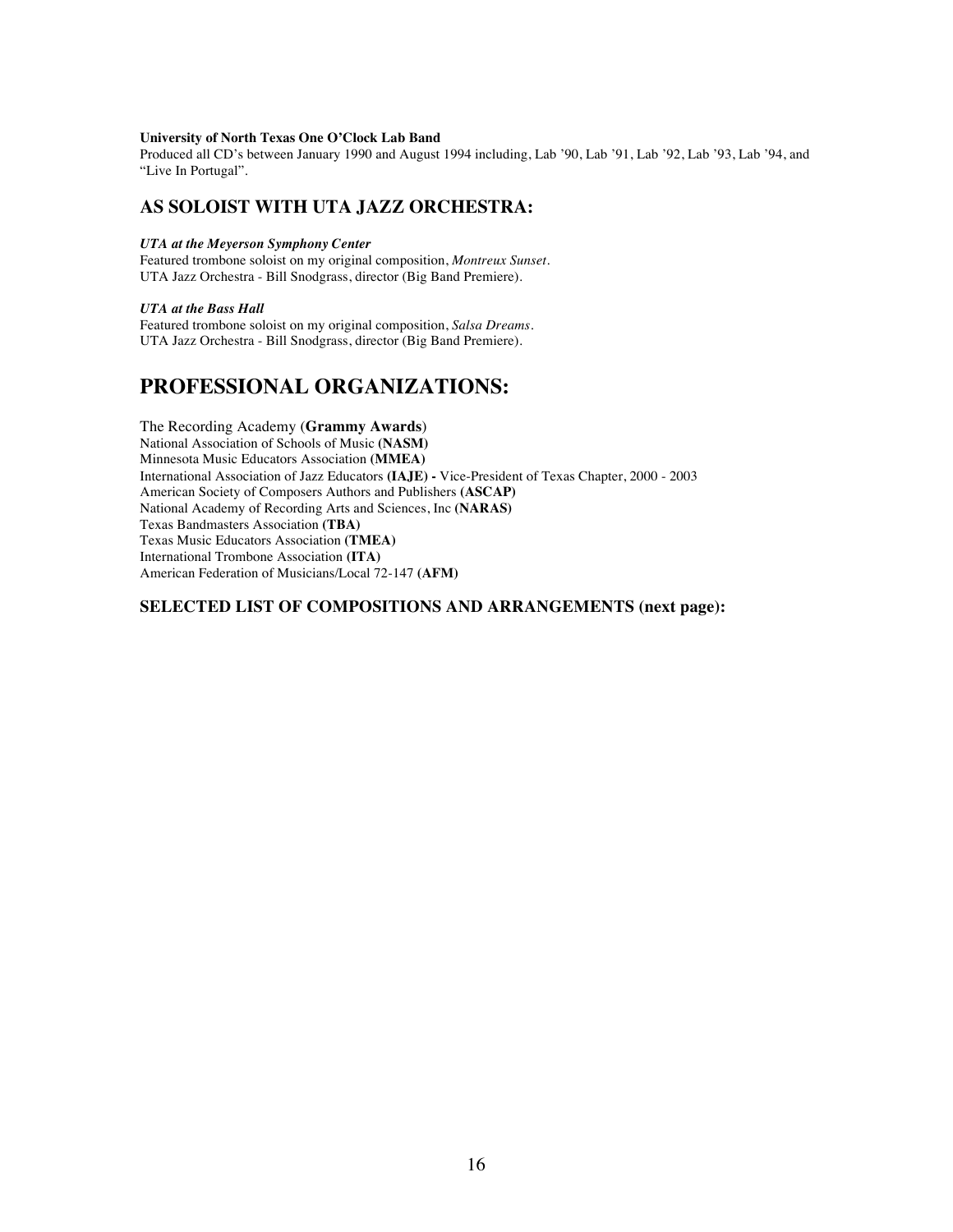**University of North Texas One O'Clock Lab Band**
Produced all CD's between January 1990 and August 1994 including, Lab '90, Lab '91, Lab '92, Lab '93, Lab '94, and "Live In Portugal".

### AS SOLOIST WITH UTA JAZZ ORCHESTRA:

***UTA at the Meyerson Symphony Center***
Featured trombone soloist on my original composition, *Montreux Sunset*.
UTA Jazz Orchestra - Bill Snodgrass, director (Big Band Premiere).

***UTA at the Bass Hall***
Featured trombone soloist on my original composition, *Salsa Dreams*.
UTA Jazz Orchestra - Bill Snodgrass, director (Big Band Premiere).

## PROFESSIONAL ORGANIZATIONS:

The Recording Academy (**Grammy Awards**)
National Association of Schools of Music **(NASM)**
Minnesota Music Educators Association **(MMEA)**
International Association of Jazz Educators **(IAJE) -** Vice-President of Texas Chapter, 2000 - 2003
American Society of Composers Authors and Publishers **(ASCAP)**
National Academy of Recording Arts and Sciences, Inc **(NARAS)**
Texas Bandmasters Association **(TBA)**
Texas Music Educators Association **(TMEA)**
International Trombone Association **(ITA)**
American Federation of Musicians/Local 72-147 **(AFM)**

### SELECTED LIST OF COMPOSITIONS AND ARRANGEMENTS (next page):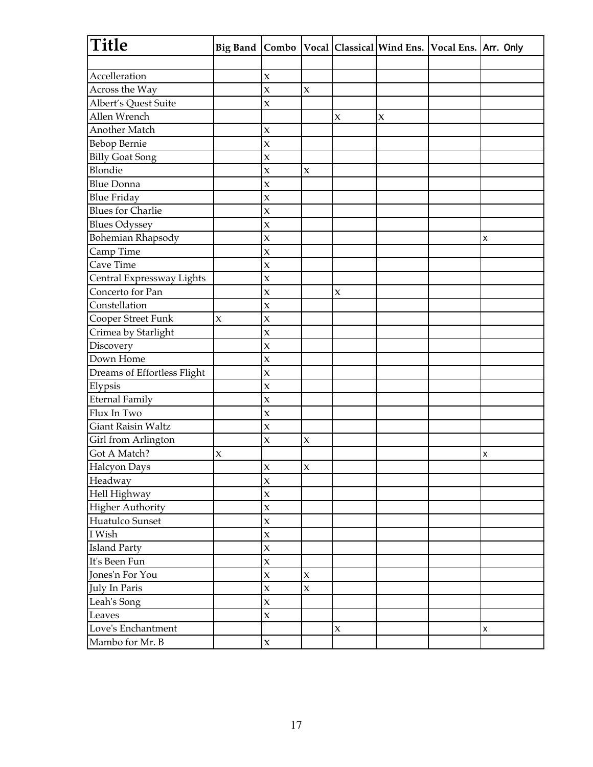| Title | Big Band | Combo | Vocal | Classical | Wind Ens. | Vocal Ens. | Arr. Only |
|---|---|---|---|---|---|---|---|
| | | | | | | | |
| Accelleration | | x | | | | | |
| Across the Way | | x | x | | | | |
| Albert's Quest Suite | | x | | | | | |
| Allen Wrench | | | | x | x | | |
| Another Match | | x | | | | | |
| Bebop Bernie | | x | | | | | |
| Billy Goat Song | | x | | | | | |
| Blondie | | x | x | | | | |
| Blue Donna | | x | | | | | |
| Blue Friday | | x | | | | | |
| Blues for Charlie | | x | | | | | |
| Blues Odyssey | | x | | | | | |
| Bohemian Rhapsody | | x | | | | | x |
| Camp Time | | x | | | | | |
| Cave Time | | x | | | | | |
| Central Expressway Lights | | x | | | | | |
| Concerto for Pan | | x | | x | | | |
| Constellation | | x | | | | | |
| Cooper Street Funk | x | x | | | | | |
| Crimea by Starlight | | x | | | | | |
| Discovery | | x | | | | | |
| Down Home | | x | | | | | |
| Dreams of Effortless Flight | | x | | | | | |
| Elypsis | | x | | | | | |
| Eternal Family | | x | | | | | |
| Flux In Two | | x | | | | | |
| Giant Raisin Waltz | | x | | | | | |
| Girl from Arlington | | x | x | | | | |
| Got A Match? | x | | | | | | x |
| Halcyon Days | | x | x | | | | |
| Headway | | x | | | | | |
| Hell Highway | | x | | | | | |
| Higher Authority | | x | | | | | |
| Huatulco Sunset | | x | | | | | |
| I Wish | | x | | | | | |
| Island Party | | x | | | | | |
| It's Been Fun | | x | | | | | |
| Jones'n For You | | x | x | | | | |
| July In Paris | | x | x | | | | |
| Leah's Song | | x | | | | | |
| Leaves | | x | | | | | |
| Love's Enchantment | | | | x | | | x |
| Mambo for Mr. B | | x | | | | | |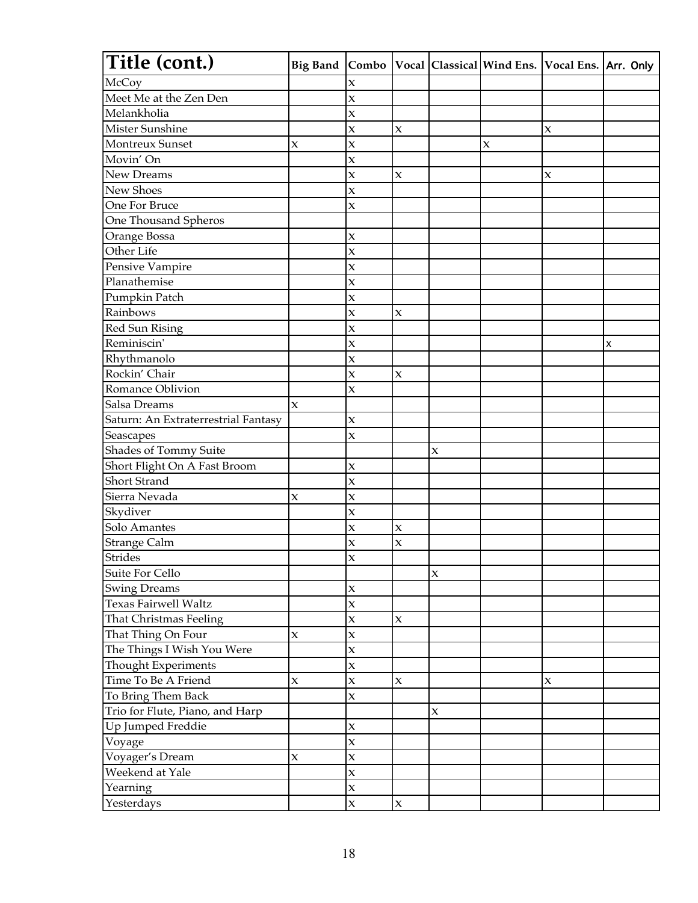| Title (cont.) | Big Band | Combo | Vocal | Classical | Wind Ens. | Vocal Ens. | Arr. Only |
|---|---|---|---|---|---|---|---|
| McCoy | | x | | | | | |
| Meet Me at the Zen Den | | x | | | | | |
| Melankholia | | x | | | | | |
| Mister Sunshine | | x | x | | | x | |
| Montreux Sunset | x | x | | | x | | |
| Movin' On | | x | | | | | |
| New Dreams | | x | x | | | x | |
| New Shoes | | x | | | | | |
| One For Bruce | | x | | | | | |
| One Thousand Spheros | | | | | | | |
| Orange Bossa | | x | | | | | |
| Other Life | | x | | | | | |
| Pensive Vampire | | x | | | | | |
| Planathemise | | x | | | | | |
| Pumpkin Patch | | x | | | | | |
| Rainbows | | x | x | | | | |
| Red Sun Rising | | x | | | | | |
| Reminiscin' | | x | | | | | x |
| Rhythmanolo | | x | | | | | |
| Rockin' Chair | | x | x | | | | |
| Romance Oblivion | | x | | | | | |
| Salsa Dreams | x | | | | | | |
| Saturn: An Extraterrestrial Fantasy | | x | | | | | |
| Seascapes | | x | | | | | |
| Shades of Tommy Suite | | | | x | | | |
| Short Flight On A Fast Broom | | x | | | | | |
| Short Strand | | x | | | | | |
| Sierra Nevada | x | x | | | | | |
| Skydiver | | x | | | | | |
| Solo Amantes | | x | x | | | | |
| Strange Calm | | x | x | | | | |
| Strides | | x | | | | | |
| Suite For Cello | | | | x | | | |
| Swing Dreams | | x | | | | | |
| Texas Fairwell Waltz | | x | | | | | |
| That Christmas Feeling | | x | x | | | | |
| That Thing On Four | x | x | | | | | |
| The Things I Wish You Were | | x | | | | | |
| Thought Experiments | | x | | | | | |
| Time To Be A Friend | x | x | x | | | x | |
| To Bring Them Back | | x | | | | | |
| Trio for Flute, Piano, and Harp | | | | x | | | |
| Up Jumped Freddie | | x | | | | | |
| Voyage | | x | | | | | |
| Voyager's Dream | x | x | | | | | |
| Weekend at Yale | | x | | | | | |
| Yearning | | x | | | | | |
| Yesterdays | | x | x | | | | |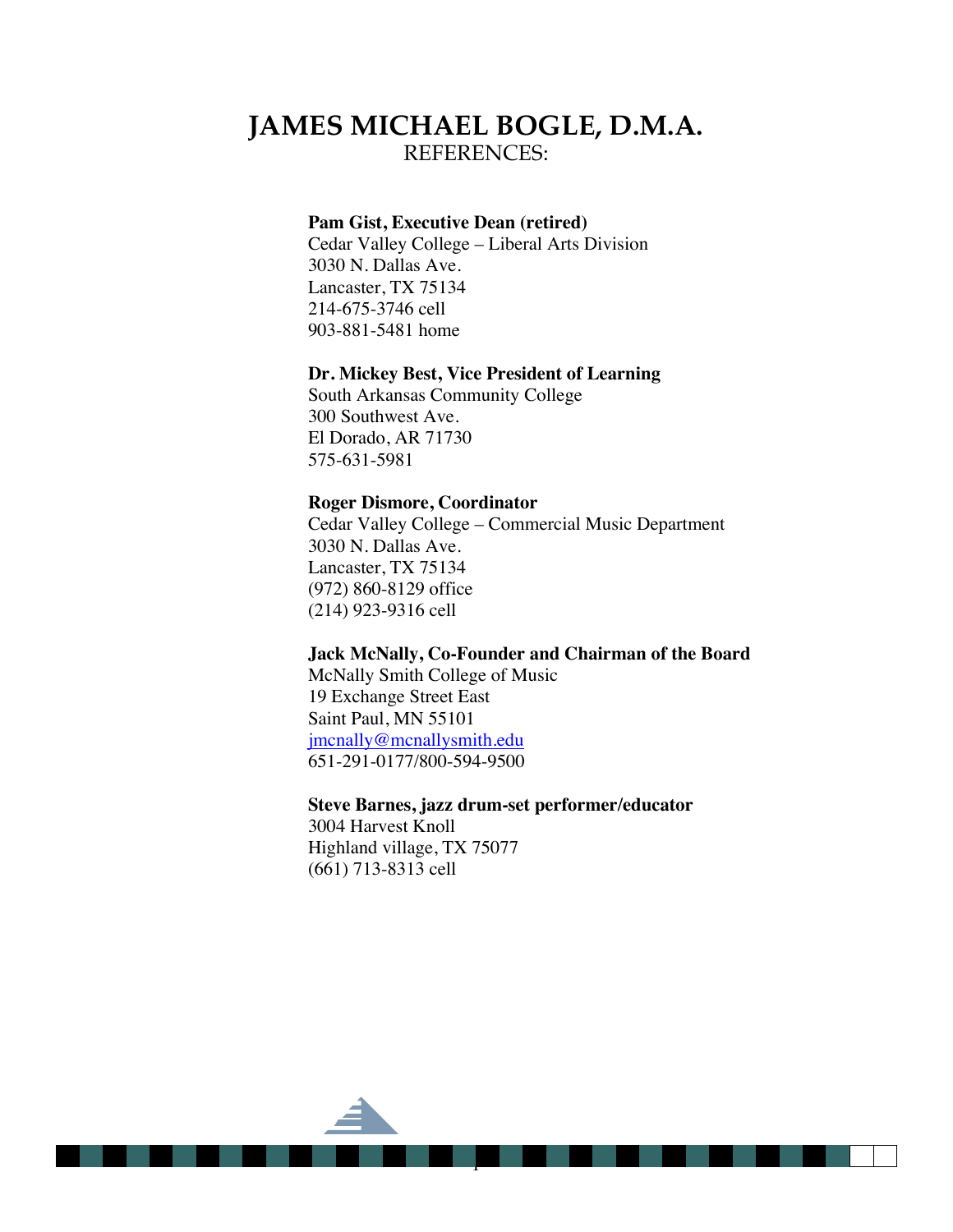# JAMES MICHAEL BOGLE, D.M.A.

REFERENCES:

**Pam Gist, Executive Dean (retired)**
Cedar Valley College – Liberal Arts Division
3030 N. Dallas Ave.
Lancaster, TX 75134
214-675-3746 cell
903-881-5481 home

**Dr. Mickey Best, Vice President of Learning**
South Arkansas Community College
300 Southwest Ave.
El Dorado, AR 71730
575-631-5981

**Roger Dismore, Coordinator**
Cedar Valley College – Commercial Music Department
3030 N. Dallas Ave.
Lancaster, TX 75134
(972) 860-8129 office
(214) 923-9316 cell

**Jack McNally, Co-Founder and Chairman of the Board**
McNally Smith College of Music
19 Exchange Street East
Saint Paul, MN 55101
jmcnally@mcnallysmith.edu
651-291-0177/800-594-9500

**Steve Barnes, jazz drum-set performer/educator**
3004 Harvest Knoll
Highland village, TX 75077
(661) 713-8313 cell